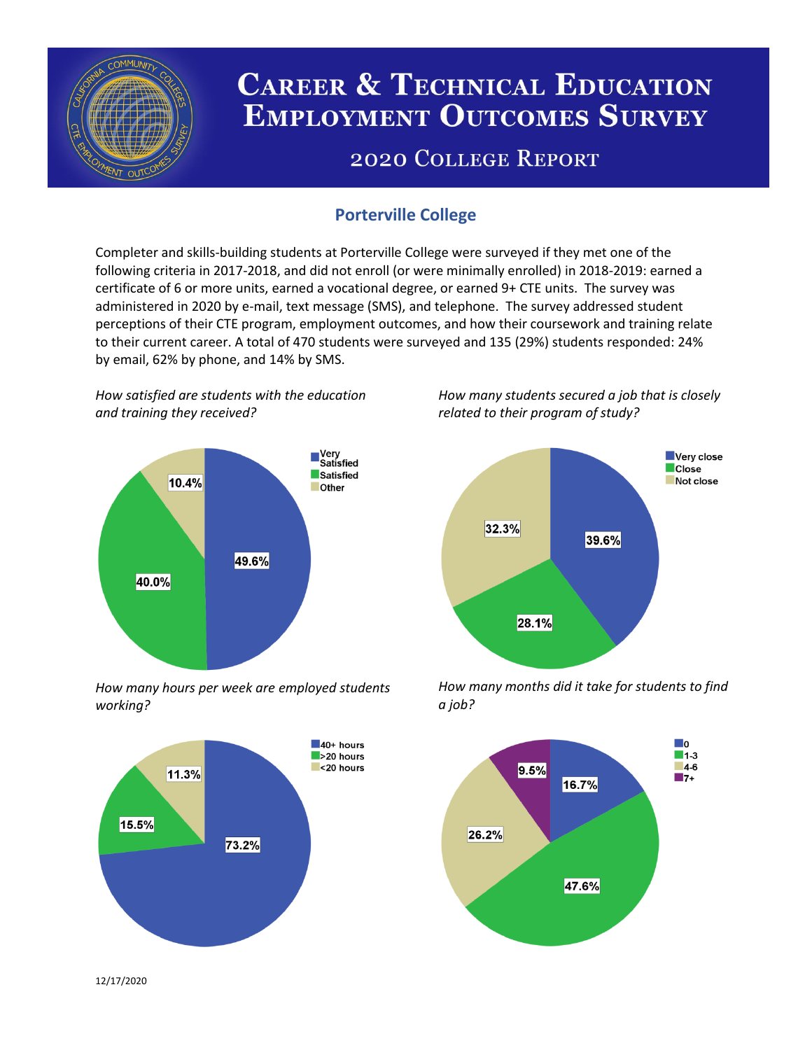# Career & Technical Education Employment Outcomes Survey

## 2020 College Report

### Porterville College

Completer and skills-building students at Porterville College were surveyed if they met one of the following criteria in 2017-2018, and did not enroll (or were minimally enrolled) in 2018-2019: earned a certificate of 6 or more units, earned a vocational degree, or earned 9+ CTE units. The survey was administered in 2020 by e-mail, text message (SMS), and telephone. The survey addressed student perceptions of their CTE program, employment outcomes, and how their coursework and training relate to their current career. A total of 470 students were surveyed and 135 (29%) students responded: 24% by email, 62% by phone, and 14% by SMS.

*How satisfied are students with the education and training they received?*

| Response | Percent |
|---|---|
| Very Satisfied | 49.6% |
| Satisfied | 40.0% |
| Other | 10.4% |

*How many students secured a job that is closely related to their program of study?*

| Response | Percent |
|---|---|
| Very close | 39.6% |
| Close | 28.1% |
| Not close | 32.3% |

*How many hours per week are employed students working?*

| Response | Percent |
|---|---|
| 40+ hours | 73.2% |
| >20 hours | 15.5% |
| <20 hours | 11.3% |

*How many months did it take for students to find a job?*

| Response | Percent |
|---|---|
| 0 | 16.7% |
| 1-3 | 47.6% |
| 4-6 | 26.2% |
| 7+ | 9.5% |

12/17/2020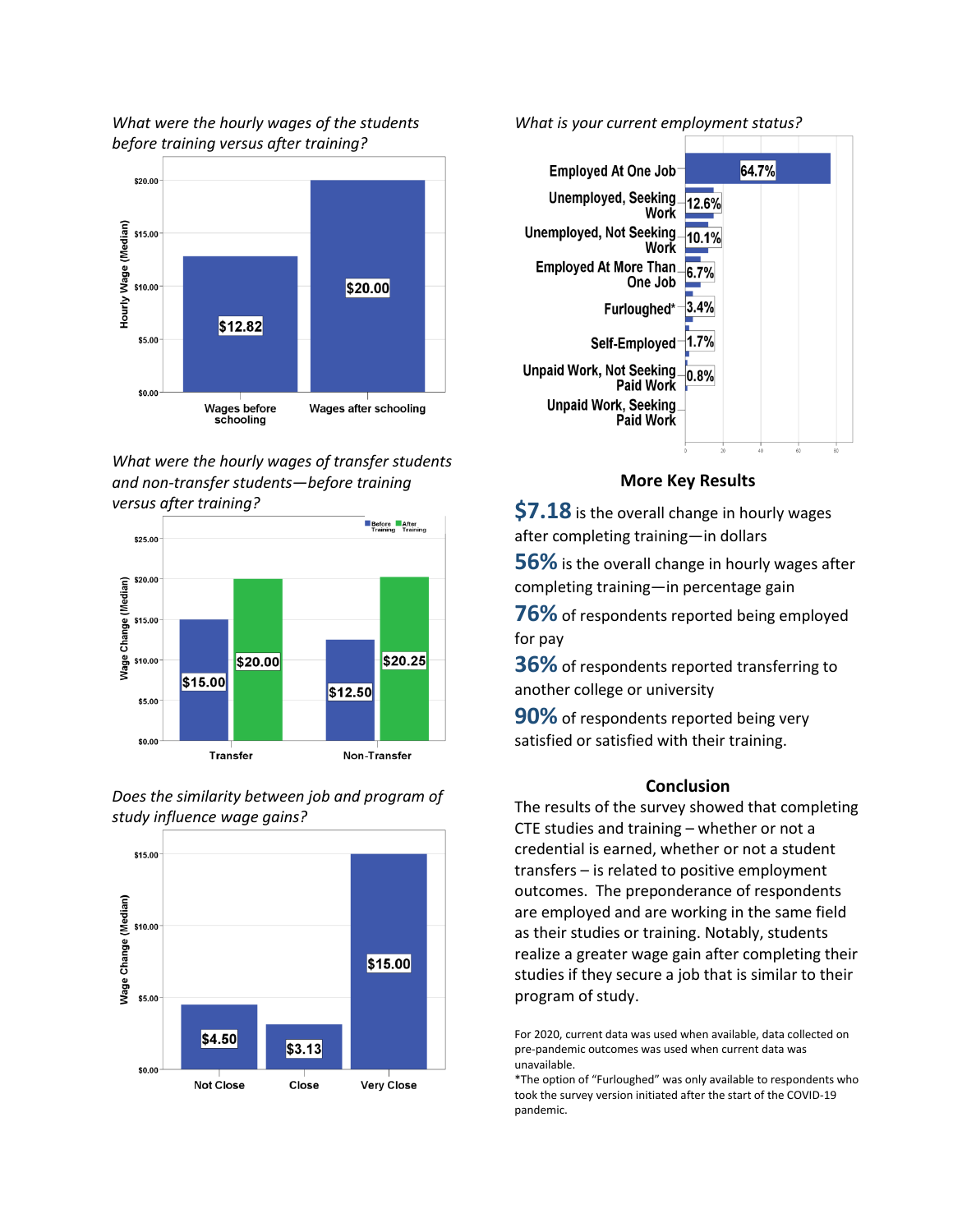*What were the hourly wages of the students before training versus after training?*

Hourly Wage (Median)

$20.00
$15.00
$10.00
$5.00
$0.00

$12.82
$20.00

Wages before schooling
Wages after schooling

*What were the hourly wages of transfer students and non-transfer students—before training versus after training?*

Before Training
After Training

Wage Change (Median)

$25.00
$20.00
$15.00
$10.00
$5.00
$0.00

$15.00
$20.00
$12.50
$20.25

Transfer
Non-Transfer

*Does the similarity between job and program of study influence wage gains?*

Wage Change (Median)

$15.00
$10.00
$5.00
$0.00

$4.50
$3.13
$15.00

Not Close
Close
Very Close

*What is your current employment status?*

Employed At One Job 64.7%
Unemployed, Seeking Work 12.6%
Unemployed, Not Seeking Work 10.1%
Employed At More Than One Job 6.7%
Furloughed* 3.4%
Self-Employed 1.7%
Unpaid Work, Not Seeking Paid Work 0.8%
Unpaid Work, Seeking Paid Work

0
20
40
60
80

## More Key Results

**$7.18** is the overall change in hourly wages after completing training—in dollars

**56%** is the overall change in hourly wages after completing training—in percentage gain

**76%** of respondents reported being employed for pay

**36%** of respondents reported transferring to another college or university

**90%** of respondents reported being very satisfied or satisfied with their training.

## Conclusion

The results of the survey showed that completing CTE studies and training – whether or not a credential is earned, whether or not a student transfers – is related to positive employment outcomes. The preponderance of respondents are employed and are working in the same field as their studies or training. Notably, students realize a greater wage gain after completing their studies if they secure a job that is similar to their program of study.

For 2020, current data was used when available, data collected on pre-pandemic outcomes was used when current data was unavailable.
*The option of "Furloughed" was only available to respondents who took the survey version initiated after the start of the COVID-19 pandemic.